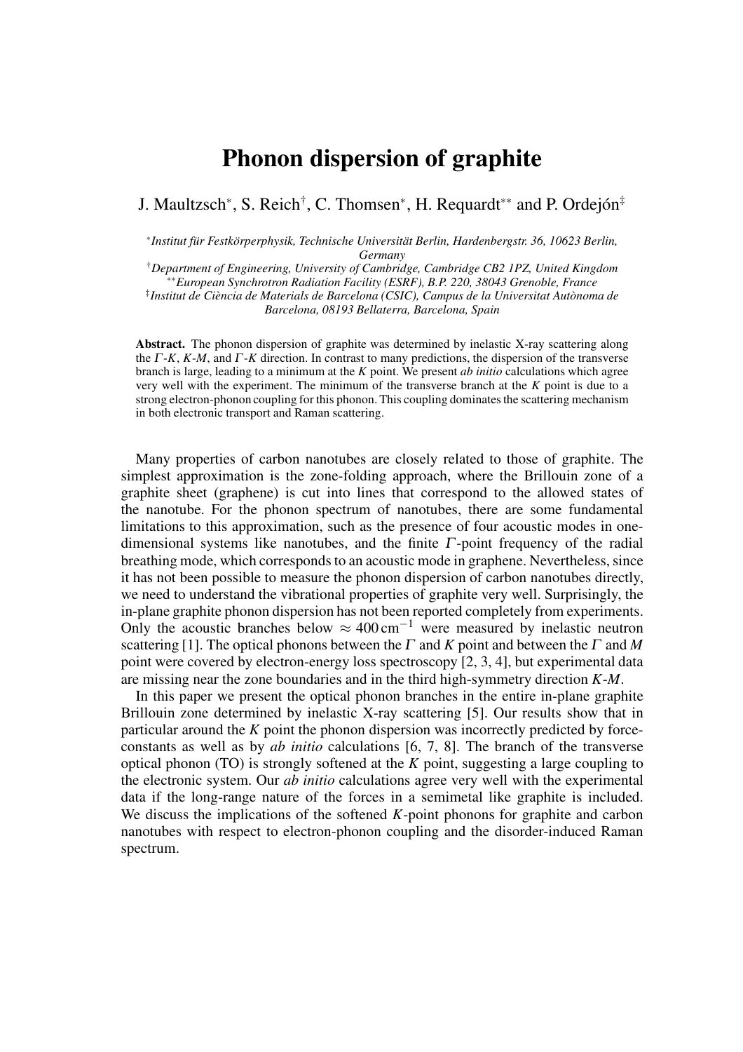# Phonon dispersion of graphite

J. Maultzsch*, S. Reich†, C. Thomsen*, H. Requardt** and P. Ordejón‡

*Institut für Festkörperphysik, Technische Universität Berlin, Hardenbergstr. 36, 10623 Berlin, Germany
†Department of Engineering, University of Cambridge, Cambridge CB2 1PZ, United Kingdom
**European Synchrotron Radiation Facility (ESRF), B.P. 220, 38043 Grenoble, France
‡Institut de Ciència de Materials de Barcelona (CSIC), Campus de la Universitat Autònoma de Barcelona, 08193 Bellaterra, Barcelona, Spain

**Abstract.** The phonon dispersion of graphite was determined by inelastic X-ray scattering along the $\Gamma$-$K$, $K$-$M$, and $\Gamma$-$K$ direction. In contrast to many predictions, the dispersion of the transverse branch is large, leading to a minimum at the $K$ point. We present *ab initio* calculations which agree very well with the experiment. The minimum of the transverse branch at the $K$ point is due to a strong electron-phonon coupling for this phonon. This coupling dominates the scattering mechanism in both electronic transport and Raman scattering.

Many properties of carbon nanotubes are closely related to those of graphite. The simplest approximation is the zone-folding approach, where the Brillouin zone of a graphite sheet (graphene) is cut into lines that correspond to the allowed states of the nanotube. For the phonon spectrum of nanotubes, there are some fundamental limitations to this approximation, such as the presence of four acoustic modes in one-dimensional systems like nanotubes, and the finite $\Gamma$-point frequency of the radial breathing mode, which corresponds to an acoustic mode in graphene. Nevertheless, since it has not been possible to measure the phonon dispersion of carbon nanotubes directly, we need to understand the vibrational properties of graphite very well. Surprisingly, the in-plane graphite phonon dispersion has not been reported completely from experiments. Only the acoustic branches below $\approx 400\,\text{cm}^{-1}$ were measured by inelastic neutron scattering [1]. The optical phonons between the $\Gamma$ and $K$ point and between the $\Gamma$ and $M$ point were covered by electron-energy loss spectroscopy [2, 3, 4], but experimental data are missing near the zone boundaries and in the third high-symmetry direction $K$-$M$.

In this paper we present the optical phonon branches in the entire in-plane graphite Brillouin zone determined by inelastic X-ray scattering [5]. Our results show that in particular around the $K$ point the phonon dispersion was incorrectly predicted by force-constants as well as by *ab initio* calculations [6, 7, 8]. The branch of the transverse optical phonon (TO) is strongly softened at the $K$ point, suggesting a large coupling to the electronic system. Our *ab initio* calculations agree very well with the experimental data if the long-range nature of the forces in a semimetal like graphite is included. We discuss the implications of the softened $K$-point phonons for graphite and carbon nanotubes with respect to electron-phonon coupling and the disorder-induced Raman spectrum.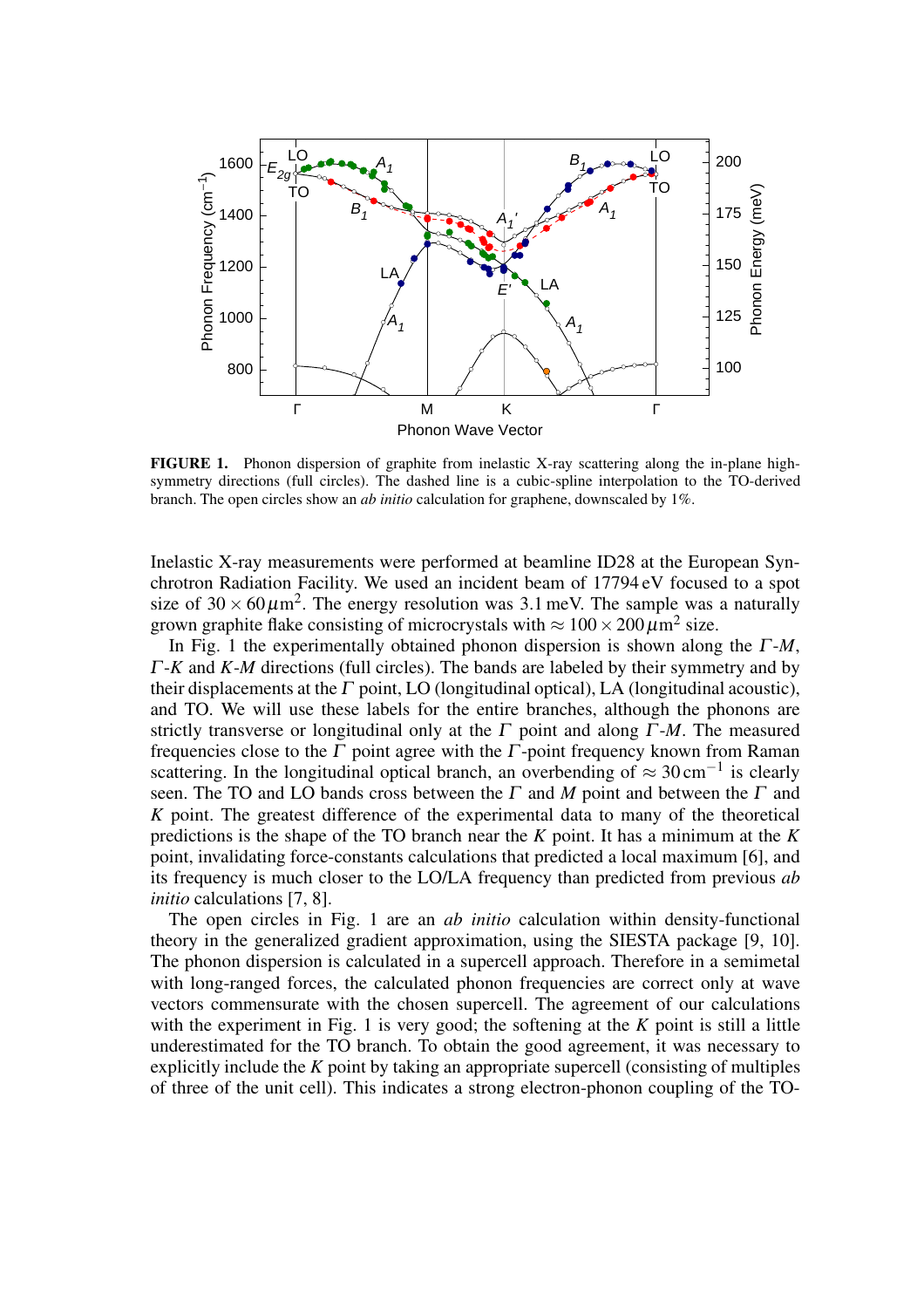**FIGURE 1.** Phonon dispersion of graphite from inelastic X-ray scattering along the in-plane high-symmetry directions (full circles). The dashed line is a cubic-spline interpolation to the TO-derived branch. The open circles show an *ab initio* calculation for graphene, downscaled by 1%.

Inelastic X-ray measurements were performed at beamline ID28 at the European Synchrotron Radiation Facility. We used an incident beam of 17794 eV focused to a spot size of $30 \times 60\,\mu\text{m}^2$. The energy resolution was 3.1 meV. The sample was a naturally grown graphite flake consisting of microcrystals with $\approx 100 \times 200\,\mu\text{m}^2$ size.

In Fig. 1 the experimentally obtained phonon dispersion is shown along the $\Gamma$-$M$, $\Gamma$-$K$ and $K$-$M$ directions (full circles). The bands are labeled by their symmetry and by their displacements at the $\Gamma$ point, LO (longitudinal optical), LA (longitudinal acoustic), and TO. We will use these labels for the entire branches, although the phonons are strictly transverse or longitudinal only at the $\Gamma$ point and along $\Gamma$-$M$. The measured frequencies close to the $\Gamma$ point agree with the $\Gamma$-point frequency known from Raman scattering. In the longitudinal optical branch, an overbending of $\approx 30\,\text{cm}^{-1}$ is clearly seen. The TO and LO bands cross between the $\Gamma$ and $M$ point and between the $\Gamma$ and $K$ point. The greatest difference of the experimental data to many of the theoretical predictions is the shape of the TO branch near the $K$ point. It has a minimum at the $K$ point, invalidating force-constants calculations that predicted a local maximum [6], and its frequency is much closer to the LO/LA frequency than predicted from previous *ab initio* calculations [7, 8].

The open circles in Fig. 1 are an *ab initio* calculation within density-functional theory in the generalized gradient approximation, using the SIESTA package [9, 10]. The phonon dispersion is calculated in a supercell approach. Therefore in a semimetal with long-ranged forces, the calculated phonon frequencies are correct only at wave vectors commensurate with the chosen supercell. The agreement of our calculations with the experiment in Fig. 1 is very good; the softening at the $K$ point is still a little underestimated for the TO branch. To obtain the good agreement, it was necessary to explicitly include the $K$ point by taking an appropriate supercell (consisting of multiples of three of the unit cell). This indicates a strong electron-phonon coupling of the TO-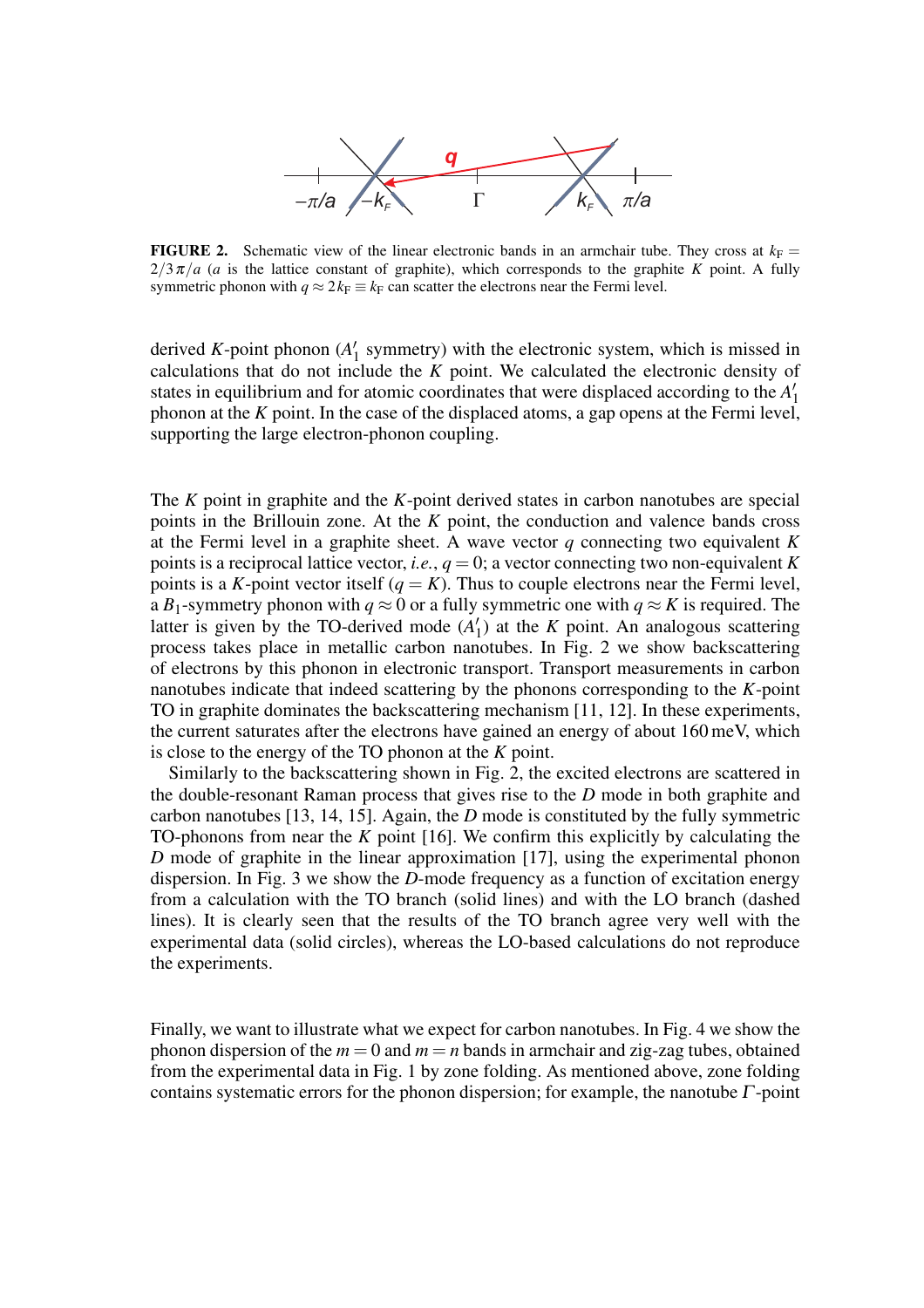**FIGURE 2.** Schematic view of the linear electronic bands in an armchair tube. They cross at $k_F = 2/3\,\pi/a$ ($a$ is the lattice constant of graphite), which corresponds to the graphite $K$ point. A fully symmetric phonon with $q \approx 2k_F \equiv k_F$ can scatter the electrons near the Fermi level.

derived $K$-point phonon ($A_1'$ symmetry) with the electronic system, which is missed in calculations that do not include the $K$ point. We calculated the electronic density of states in equilibrium and for atomic coordinates that were displaced according to the $A_1'$ phonon at the $K$ point. In the case of the displaced atoms, a gap opens at the Fermi level, supporting the large electron-phonon coupling.

The $K$ point in graphite and the $K$-point derived states in carbon nanotubes are special points in the Brillouin zone. At the $K$ point, the conduction and valence bands cross at the Fermi level in a graphite sheet. A wave vector $q$ connecting two equivalent $K$ points is a reciprocal lattice vector, *i.e.*, $q = 0$; a vector connecting two non-equivalent $K$ points is a $K$-point vector itself ($q = K$). Thus to couple electrons near the Fermi level, a $B_1$-symmetry phonon with $q \approx 0$ or a fully symmetric one with $q \approx K$ is required. The latter is given by the TO-derived mode ($A_1'$) at the $K$ point. An analogous scattering process takes place in metallic carbon nanotubes. In Fig. 2 we show backscattering of electrons by this phonon in electronic transport. Transport measurements in carbon nanotubes indicate that indeed scattering by the phonons corresponding to the $K$-point TO in graphite dominates the backscattering mechanism [11, 12]. In these experiments, the current saturates after the electrons have gained an energy of about 160 meV, which is close to the energy of the TO phonon at the $K$ point.

Similarly to the backscattering shown in Fig. 2, the excited electrons are scattered in the double-resonant Raman process that gives rise to the $D$ mode in both graphite and carbon nanotubes [13, 14, 15]. Again, the $D$ mode is constituted by the fully symmetric TO-phonons from near the $K$ point [16]. We confirm this explicitly by calculating the $D$ mode of graphite in the linear approximation [17], using the experimental phonon dispersion. In Fig. 3 we show the $D$-mode frequency as a function of excitation energy from a calculation with the TO branch (solid lines) and with the LO branch (dashed lines). It is clearly seen that the results of the TO branch agree very well with the experimental data (solid circles), whereas the LO-based calculations do not reproduce the experiments.

Finally, we want to illustrate what we expect for carbon nanotubes. In Fig. 4 we show the phonon dispersion of the $m = 0$ and $m = n$ bands in armchair and zig-zag tubes, obtained from the experimental data in Fig. 1 by zone folding. As mentioned above, zone folding contains systematic errors for the phonon dispersion; for example, the nanotube $\Gamma$-point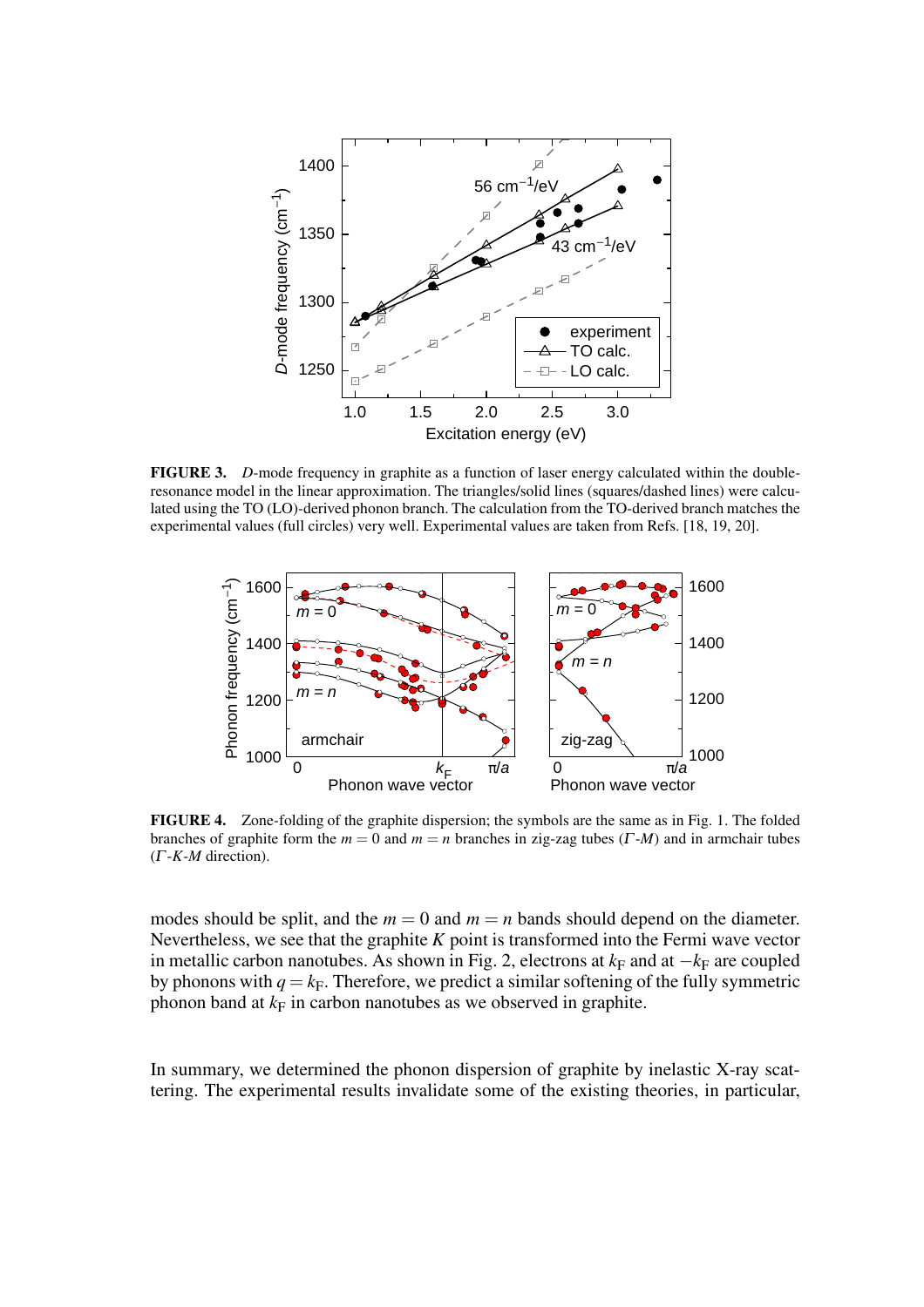**FIGURE 3.** *D*-mode frequency in graphite as a function of laser energy calculated within the double-resonance model in the linear approximation. The triangles/solid lines (squares/dashed lines) were calculated using the TO (LO)-derived phonon branch. The calculation from the TO-derived branch matches the experimental values (full circles) very well. Experimental values are taken from Refs. [18, 19, 20].

**FIGURE 4.** Zone-folding of the graphite dispersion; the symbols are the same as in Fig. 1. The folded branches of graphite form the $m = 0$ and $m = n$ branches in zig-zag tubes ($\Gamma$-$M$) and in armchair tubes ($\Gamma$-$K$-$M$ direction).

modes should be split, and the $m = 0$ and $m = n$ bands should depend on the diameter. Nevertheless, we see that the graphite $K$ point is transformed into the Fermi wave vector in metallic carbon nanotubes. As shown in Fig. 2, electrons at $k_F$ and at $-k_F$ are coupled by phonons with $q = k_F$. Therefore, we predict a similar softening of the fully symmetric phonon band at $k_F$ in carbon nanotubes as we observed in graphite.

In summary, we determined the phonon dispersion of graphite by inelastic X-ray scattering. The experimental results invalidate some of the existing theories, in particular,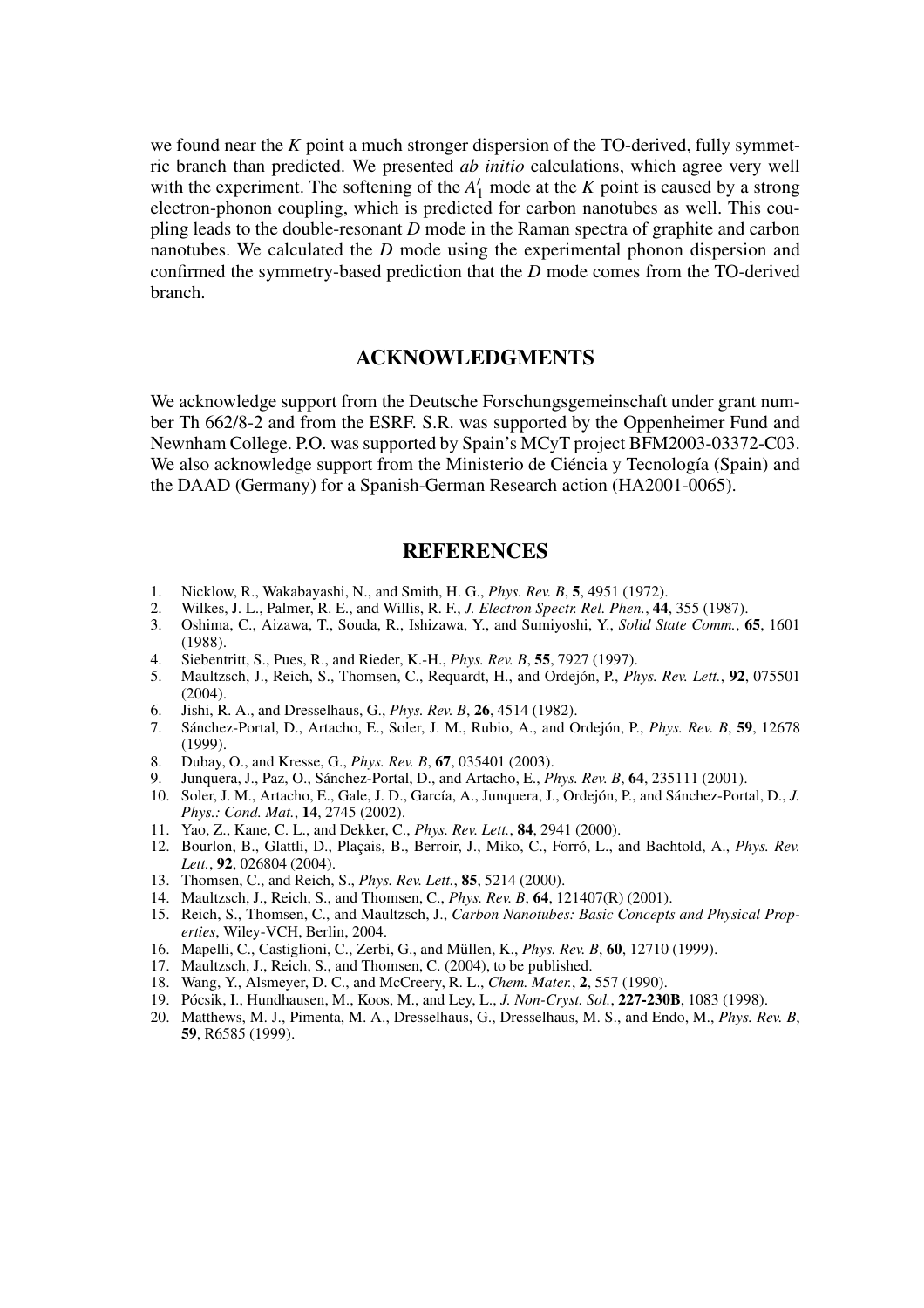we found near the $K$ point a much stronger dispersion of the TO-derived, fully symmetric branch than predicted. We presented *ab initio* calculations, which agree very well with the experiment. The softening of the $A_1'$ mode at the $K$ point is caused by a strong electron-phonon coupling, which is predicted for carbon nanotubes as well. This coupling leads to the double-resonant $D$ mode in the Raman spectra of graphite and carbon nanotubes. We calculated the $D$ mode using the experimental phonon dispersion and confirmed the symmetry-based prediction that the $D$ mode comes from the TO-derived branch.

## ACKNOWLEDGMENTS

We acknowledge support from the Deutsche Forschungsgemeinschaft under grant number Th 662/8-2 and from the ESRF. S.R. was supported by the Oppenheimer Fund and Newnham College. P.O. was supported by Spain's MCyT project BFM2003-03372-C03. We also acknowledge support from the Ministerio de Ciéncia y Tecnología (Spain) and the DAAD (Germany) for a Spanish-German Research action (HA2001-0065).

## REFERENCES

1. Nicklow, R., Wakabayashi, N., and Smith, H. G., *Phys. Rev. B*, **5**, 4951 (1972).
2. Wilkes, J. L., Palmer, R. E., and Willis, R. F., *J. Electron Spectr. Rel. Phen.*, **44**, 355 (1987).
3. Oshima, C., Aizawa, T., Souda, R., Ishizawa, Y., and Sumiyoshi, Y., *Solid State Comm.*, **65**, 1601 (1988).
4. Siebentritt, S., Pues, R., and Rieder, K.-H., *Phys. Rev. B*, **55**, 7927 (1997).
5. Maultzsch, J., Reich, S., Thomsen, C., Requardt, H., and Ordejón, P., *Phys. Rev. Lett.*, **92**, 075501 (2004).
6. Jishi, R. A., and Dresselhaus, G., *Phys. Rev. B*, **26**, 4514 (1982).
7. Sánchez-Portal, D., Artacho, E., Soler, J. M., Rubio, A., and Ordejón, P., *Phys. Rev. B*, **59**, 12678 (1999).
8. Dubay, O., and Kresse, G., *Phys. Rev. B*, **67**, 035401 (2003).
9. Junquera, J., Paz, O., Sánchez-Portal, D., and Artacho, E., *Phys. Rev. B*, **64**, 235111 (2001).
10. Soler, J. M., Artacho, E., Gale, J. D., García, A., Junquera, J., Ordejón, P., and Sánchez-Portal, D., *J. Phys.: Cond. Mat.*, **14**, 2745 (2002).
11. Yao, Z., Kane, C. L., and Dekker, C., *Phys. Rev. Lett.*, **84**, 2941 (2000).
12. Bourlon, B., Glattli, D., Plaçais, B., Berroir, J., Miko, C., Forró, L., and Bachtold, A., *Phys. Rev. Lett.*, **92**, 026804 (2004).
13. Thomsen, C., and Reich, S., *Phys. Rev. Lett.*, **85**, 5214 (2000).
14. Maultzsch, J., Reich, S., and Thomsen, C., *Phys. Rev. B*, **64**, 121407(R) (2001).
15. Reich, S., Thomsen, C., and Maultzsch, J., *Carbon Nanotubes: Basic Concepts and Physical Properties*, Wiley-VCH, Berlin, 2004.
16. Mapelli, C., Castiglioni, C., Zerbi, G., and Müllen, K., *Phys. Rev. B*, **60**, 12710 (1999).
17. Maultzsch, J., Reich, S., and Thomsen, C. (2004), to be published.
18. Wang, Y., Alsmeyer, D. C., and McCreery, R. L., *Chem. Mater.*, **2**, 557 (1990).
19. Pócsik, I., Hundhausen, M., Koos, M., and Ley, L., *J. Non-Cryst. Sol.*, **227-230B**, 1083 (1998).
20. Matthews, M. J., Pimenta, M. A., Dresselhaus, G., Dresselhaus, M. S., and Endo, M., *Phys. Rev. B*, **59**, R6585 (1999).